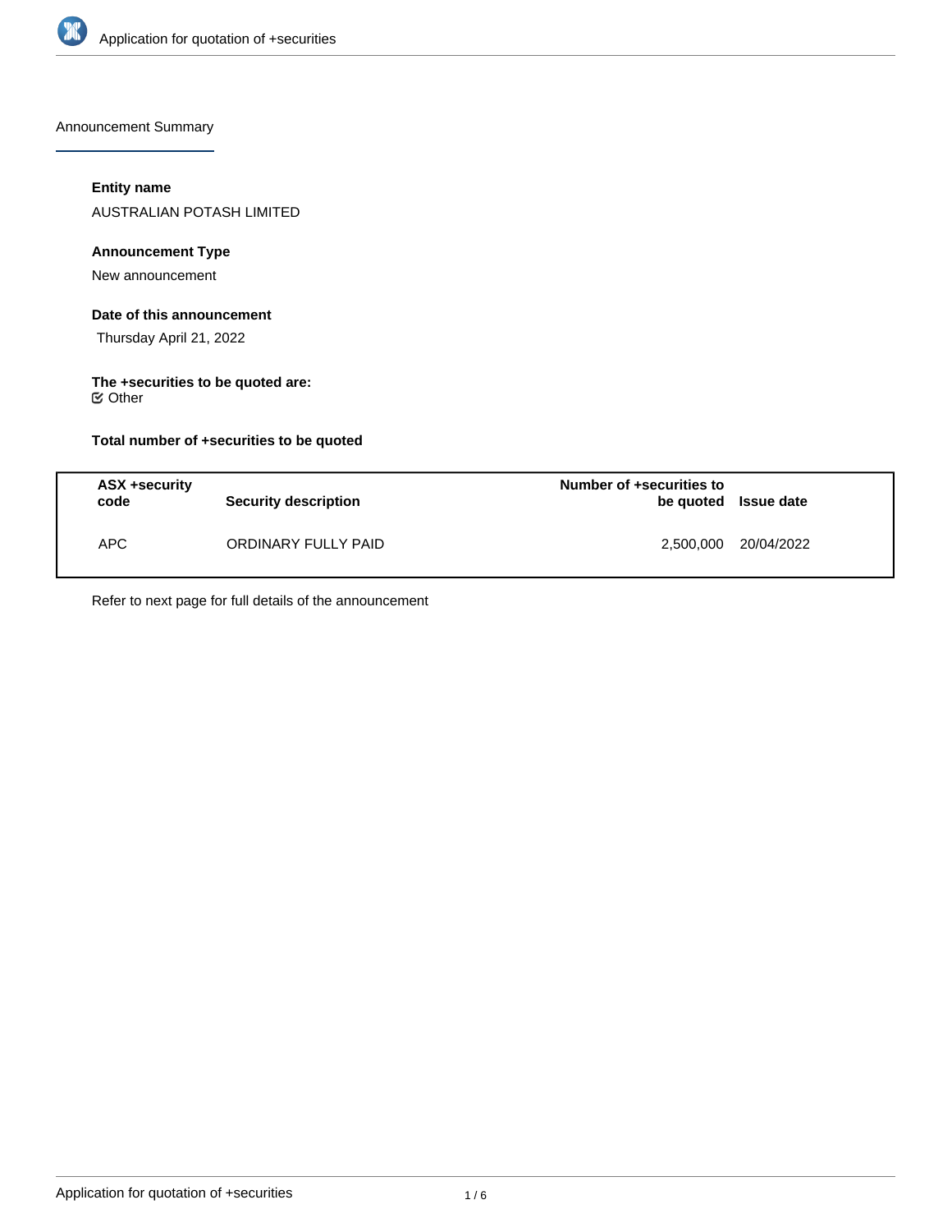Announcement Summary

**Entity name**

AUSTRALIAN POTASH LIMITED

**Announcement Type**

New announcement

**Date of this announcement**

Thursday April 21, 2022

**The +securities to be quoted are:**

☑ Other

**Total number of +securities to be quoted**

| ASX +security code | Security description | Number of +securities to be quoted | Issue date |
|---|---|---|---|
| APC | ORDINARY FULLY PAID | 2,500,000 | 20/04/2022 |

Refer to next page for full details of the announcement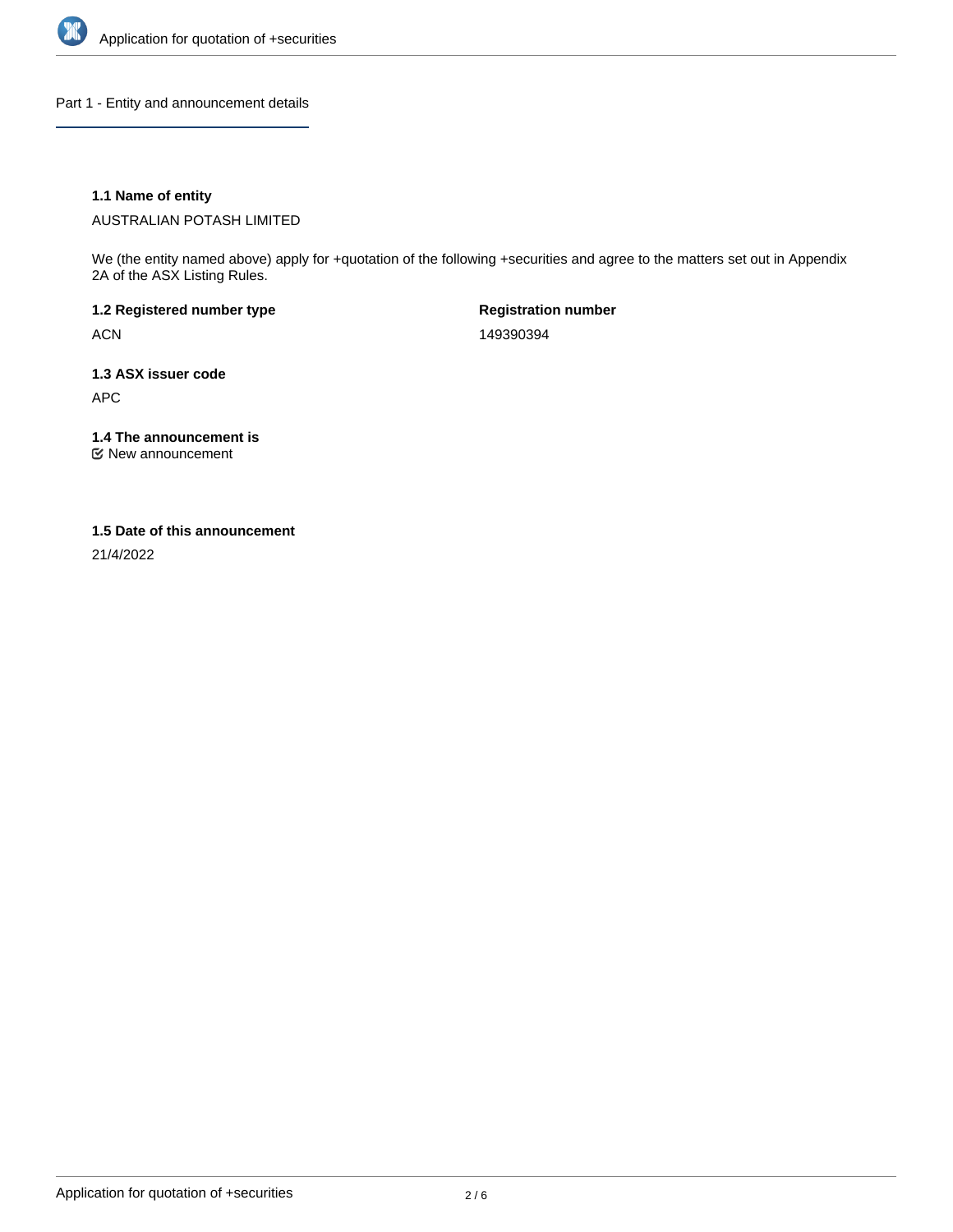## Part 1 - Entity and announcement details

**1.1 Name of entity**

AUSTRALIAN POTASH LIMITED

We (the entity named above) apply for +quotation of the following +securities and agree to the matters set out in Appendix 2A of the ASX Listing Rules.

| **1.2 Registered number type** | **Registration number** |
| --- | --- |
| ACN | 149390394 |

**1.3 ASX issuer code**

APC

**1.4 The announcement is**

☑ New announcement

**1.5 Date of this announcement**

21/4/2022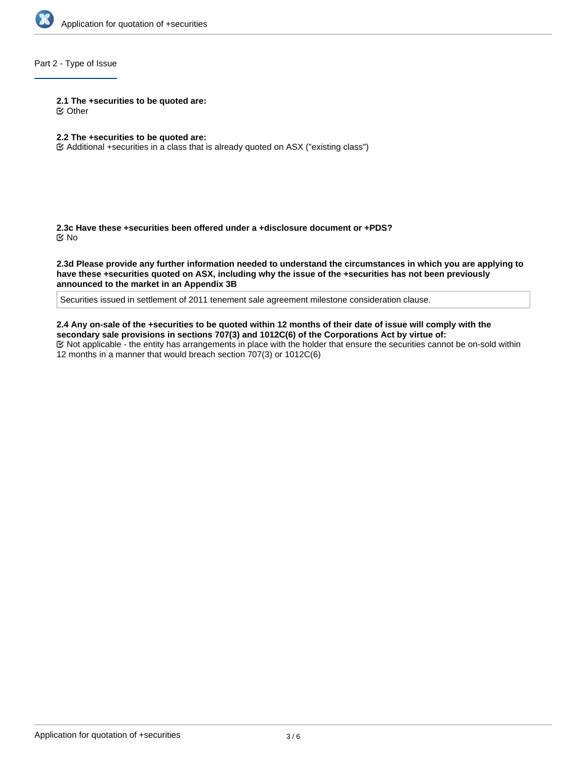## Part 2 - Type of Issue

**2.1 The +securities to be quoted are:**

☑ Other

**2.2 The +securities to be quoted are:**

☑ Additional +securities in a class that is already quoted on ASX ("existing class")

**2.3c Have these +securities been offered under a +disclosure document or +PDS?**

☑ No

**2.3d Please provide any further information needed to understand the circumstances in which you are applying to have these +securities quoted on ASX, including why the issue of the +securities has not been previously announced to the market in an Appendix 3B**

Securities issued in settlement of 2011 tenement sale agreement milestone consideration clause.

**2.4 Any on-sale of the +securities to be quoted within 12 months of their date of issue will comply with the secondary sale provisions in sections 707(3) and 1012C(6) of the Corporations Act by virtue of:**

☑ Not applicable - the entity has arrangements in place with the holder that ensure the securities cannot be on-sold within 12 months in a manner that would breach section 707(3) or 1012C(6)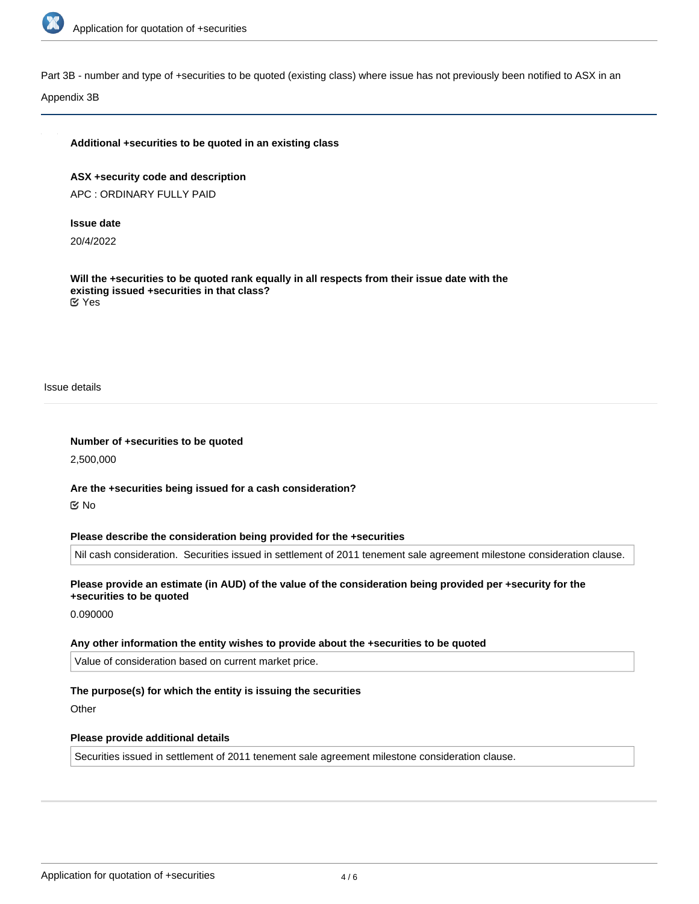Part 3B - number and type of +securities to be quoted (existing class) where issue has not previously been notified to ASX in an Appendix 3B

**Additional +securities to be quoted in an existing class**

**ASX +security code and description**

APC : ORDINARY FULLY PAID

**Issue date**

20/4/2022

**Will the +securities to be quoted rank equally in all respects from their issue date with the existing issued +securities in that class?**

☑ Yes

Issue details

**Number of +securities to be quoted**

2,500,000

**Are the +securities being issued for a cash consideration?**

☑ No

**Please describe the consideration being provided for the +securities**

Nil cash consideration. Securities issued in settlement of 2011 tenement sale agreement milestone consideration clause.

**Please provide an estimate (in AUD) of the value of the consideration being provided per +security for the +securities to be quoted**

0.090000

**Any other information the entity wishes to provide about the +securities to be quoted**

Value of consideration based on current market price.

**The purpose(s) for which the entity is issuing the securities**

Other

**Please provide additional details**

Securities issued in settlement of 2011 tenement sale agreement milestone consideration clause.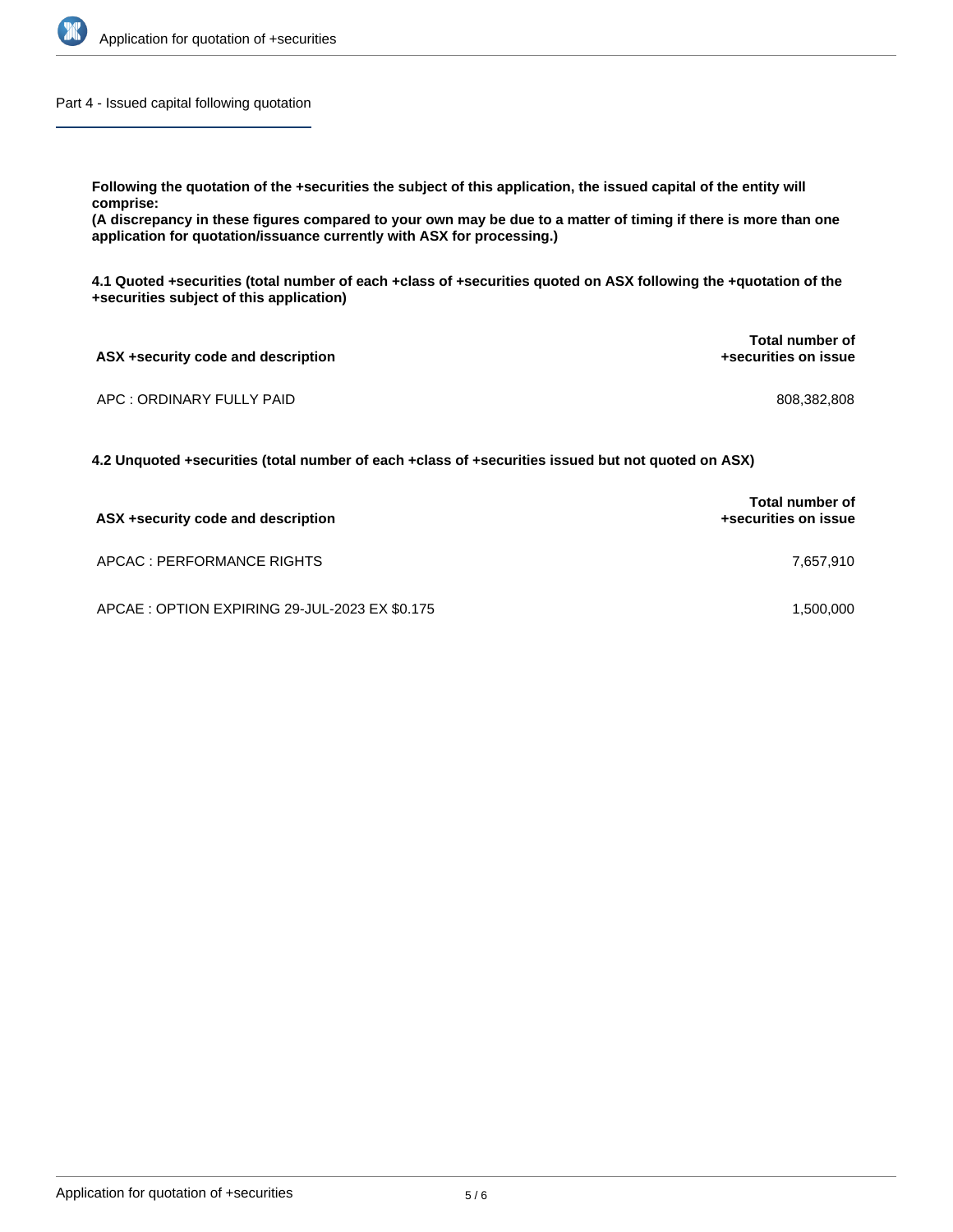## Part 4 - Issued capital following quotation

**Following the quotation of the +securities the subject of this application, the issued capital of the entity will comprise:**
**(A discrepancy in these figures compared to your own may be due to a matter of timing if there is more than one application for quotation/issuance currently with ASX for processing.)**

**4.1 Quoted +securities (total number of each +class of +securities quoted on ASX following the +quotation of the +securities subject of this application)**

| ASX +security code and description | Total number of +securities on issue |
|---|---|
| APC : ORDINARY FULLY PAID | 808,382,808 |

**4.2 Unquoted +securities (total number of each +class of +securities issued but not quoted on ASX)**

| ASX +security code and description | Total number of +securities on issue |
|---|---|
| APCAC : PERFORMANCE RIGHTS | 7,657,910 |
| APCAE : OPTION EXPIRING 29-JUL-2023 EX $0.175 | 1,500,000 |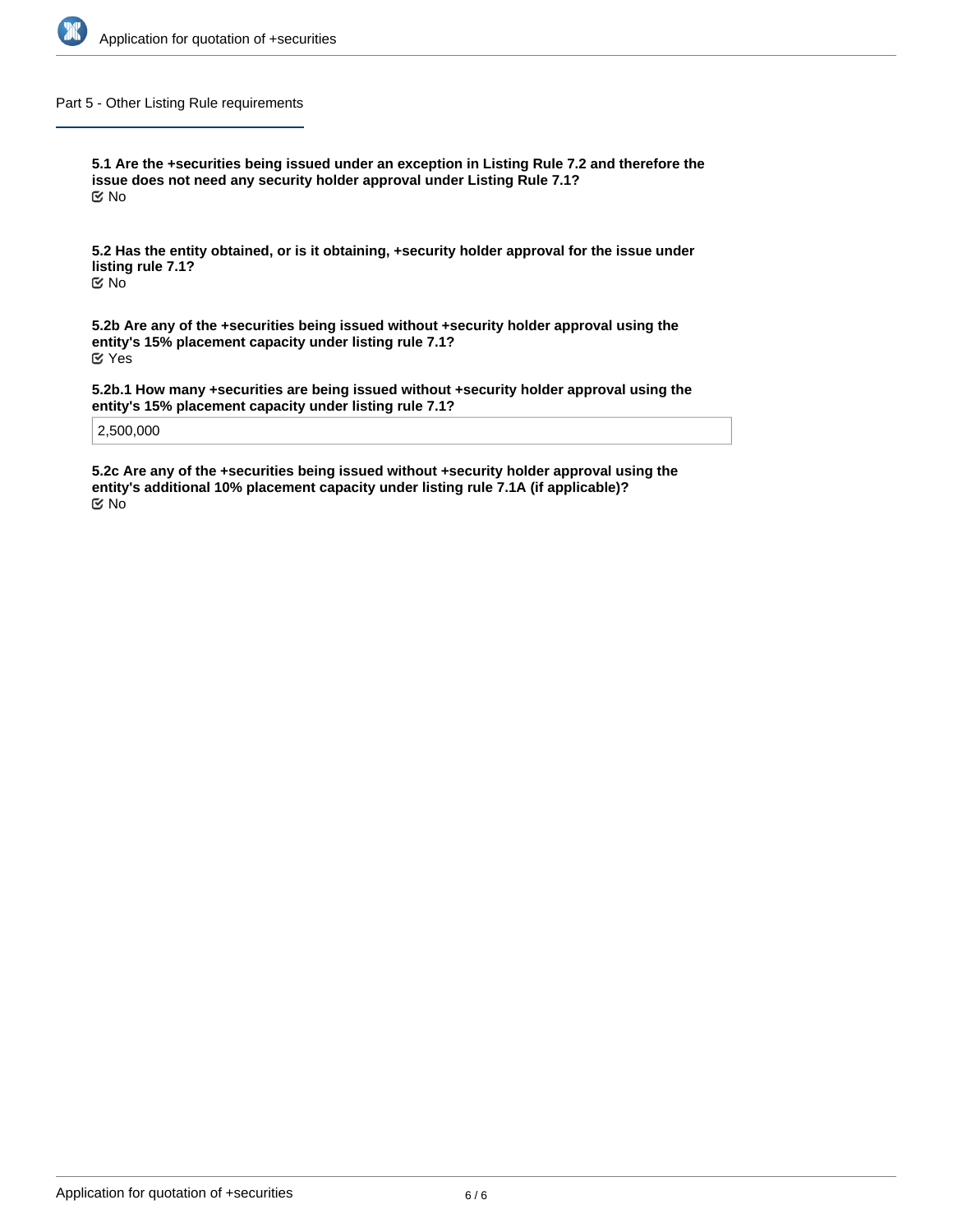## Part 5 - Other Listing Rule requirements

**5.1 Are the +securities being issued under an exception in Listing Rule 7.2 and therefore the issue does not need any security holder approval under Listing Rule 7.1?**
No

**5.2 Has the entity obtained, or is it obtaining, +security holder approval for the issue under listing rule 7.1?**
No

**5.2b Are any of the +securities being issued without +security holder approval using the entity's 15% placement capacity under listing rule 7.1?**
Yes

**5.2b.1 How many +securities are being issued without +security holder approval using the entity's 15% placement capacity under listing rule 7.1?**

2,500,000

**5.2c Are any of the +securities being issued without +security holder approval using the entity's additional 10% placement capacity under listing rule 7.1A (if applicable)?**
No